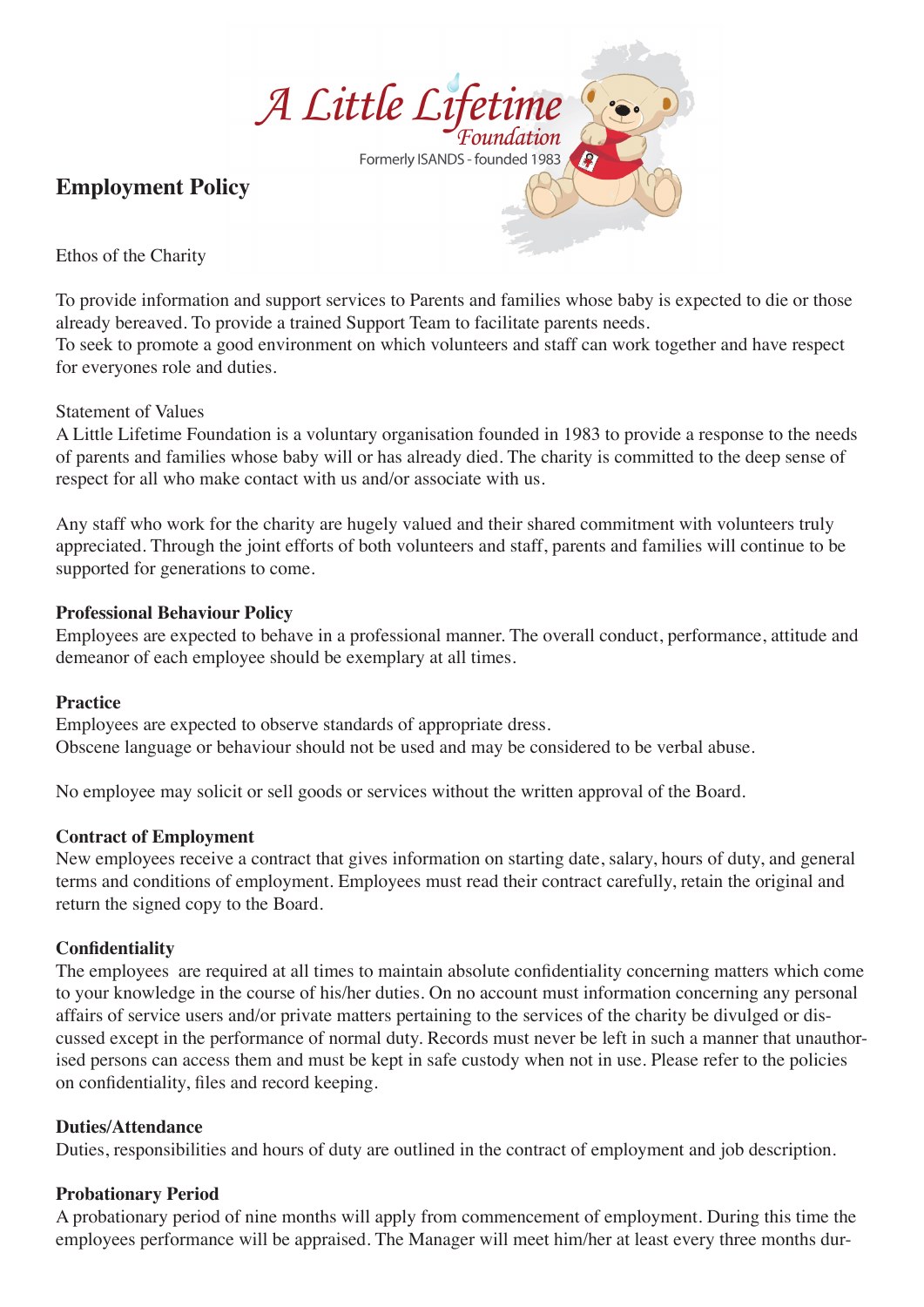A Little Lifetime Foundation

Formerly ISANDS - founded 1983

# Employment Policy

Ethos of the Charity

To provide information and support services to Parents and families whose baby is expected to die or those already bereaved. To provide a trained Support Team to facilitate parents needs.
To seek to promote a good environment on which volunteers and staff can work together and have respect for everyones role and duties.

Statement of Values
A Little Lifetime Foundation is a voluntary organisation founded in 1983 to provide a response to the needs of parents and families whose baby will or has already died. The charity is committed to the deep sense of respect for all who make contact with us and/or associate with us.

Any staff who work for the charity are hugely valued and their shared commitment with volunteers truly appreciated. Through the joint efforts of both volunteers and staff, parents and families will continue to be supported for generations to come.

**Professional Behaviour Policy**
Employees are expected to behave in a professional manner. The overall conduct, performance, attitude and demeanor of each employee should be exemplary at all times.

**Practice**
Employees are expected to observe standards of appropriate dress.
Obscene language or behaviour should not be used and may be considered to be verbal abuse.

No employee may solicit or sell goods or services without the written approval of the Board.

**Contract of Employment**
New employees receive a contract that gives information on starting date, salary, hours of duty, and general terms and conditions of employment. Employees must read their contract carefully, retain the original and return the signed copy to the Board.

**Confidentiality**
The employees are required at all times to maintain absolute confidentiality concerning matters which come to your knowledge in the course of his/her duties. On no account must information concerning any personal affairs of service users and/or private matters pertaining to the services of the charity be divulged or discussed except in the performance of normal duty. Records must never be left in such a manner that unauthorised persons can access them and must be kept in safe custody when not in use. Please refer to the policies on confidentiality, files and record keeping.

**Duties/Attendance**
Duties, responsibilities and hours of duty are outlined in the contract of employment and job description.

**Probationary Period**
A probationary period of nine months will apply from commencement of employment. During this time the employees performance will be appraised. The Manager will meet him/her at least every three months dur-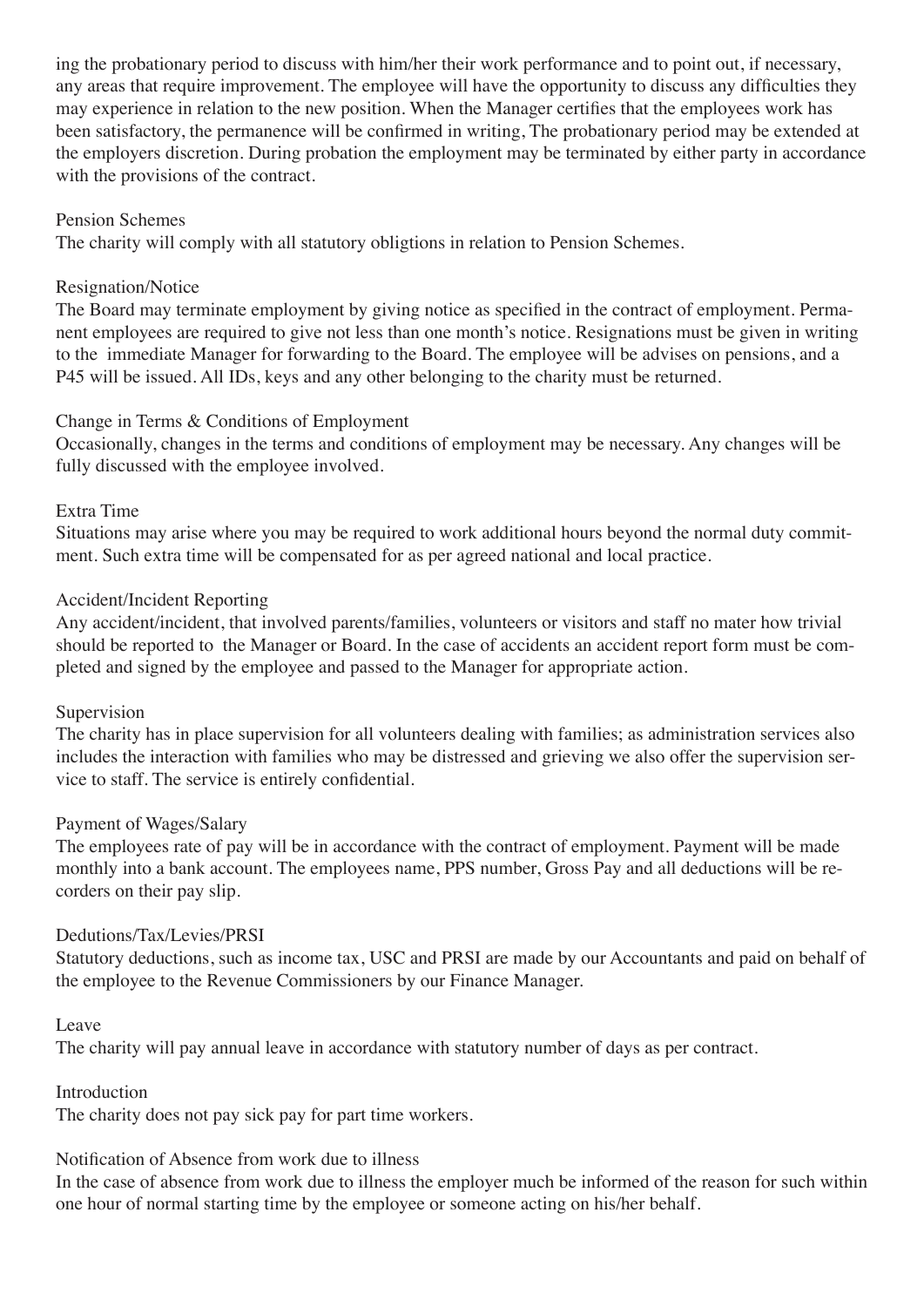ing the probationary period to discuss with him/her their work performance and to point out, if necessary, any areas that require improvement. The employee will have the opportunity to discuss any difficulties they may experience in relation to the new position. When the Manager certifies that the employees work has been satisfactory, the permanence will be confirmed in writing, The probationary period may be extended at the employers discretion. During probation the employment may be terminated by either party in accordance with the provisions of the contract.

### Pension Schemes

The charity will comply with all statutory obligtions in relation to Pension Schemes.

### Resignation/Notice

The Board may terminate employment by giving notice as specified in the contract of employment. Permanent employees are required to give not less than one month's notice. Resignations must be given in writing to the immediate Manager for forwarding to the Board. The employee will be advises on pensions, and a P45 will be issued. All IDs, keys and any other belonging to the charity must be returned.

### Change in Terms & Conditions of Employment

Occasionally, changes in the terms and conditions of employment may be necessary. Any changes will be fully discussed with the employee involved.

### Extra Time

Situations may arise where you may be required to work additional hours beyond the normal duty commitment. Such extra time will be compensated for as per agreed national and local practice.

### Accident/Incident Reporting

Any accident/incident, that involved parents/families, volunteers or visitors and staff no mater how trivial should be reported to the Manager or Board. In the case of accidents an accident report form must be completed and signed by the employee and passed to the Manager for appropriate action.

### Supervision

The charity has in place supervision for all volunteers dealing with families; as administration services also includes the interaction with families who may be distressed and grieving we also offer the supervision service to staff. The service is entirely confidential.

### Payment of Wages/Salary

The employees rate of pay will be in accordance with the contract of employment. Payment will be made monthly into a bank account. The employees name, PPS number, Gross Pay and all deductions will be recorders on their pay slip.

### Dedutions/Tax/Levies/PRSI

Statutory deductions, such as income tax, USC and PRSI are made by our Accountants and paid on behalf of the employee to the Revenue Commissioners by our Finance Manager.

### Leave

The charity will pay annual leave in accordance with statutory number of days as per contract.

### Introduction

The charity does not pay sick pay for part time workers.

### Notification of Absence from work due to illness

In the case of absence from work due to illness the employer much be informed of the reason for such within one hour of normal starting time by the employee or someone acting on his/her behalf.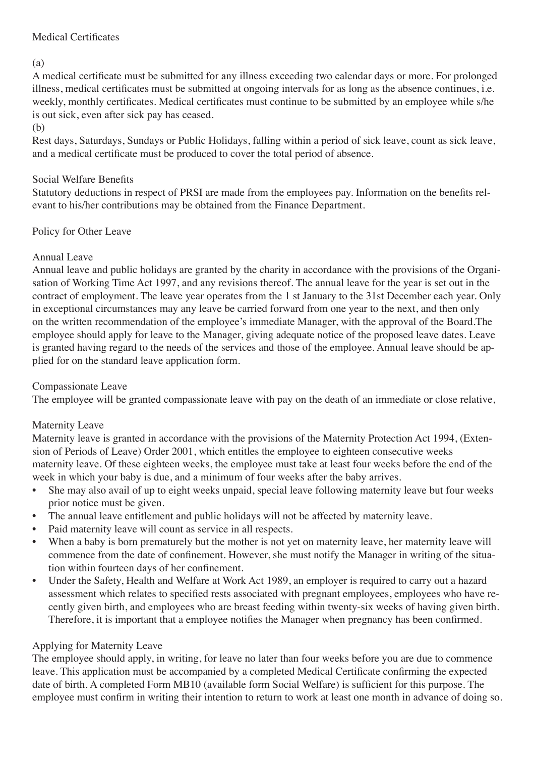Medical Certificates

(a)

A medical certificate must be submitted for any illness exceeding two calendar days or more. For prolonged illness, medical certificates must be submitted at ongoing intervals for as long as the absence continues, i.e. weekly, monthly certificates. Medical certificates must continue to be submitted by an employee while s/he is out sick, even after sick pay has ceased.

(b)

Rest days, Saturdays, Sundays or Public Holidays, falling within a period of sick leave, count as sick leave, and a medical certificate must be produced to cover the total period of absence.

Social Welfare Benefits

Statutory deductions in respect of PRSI are made from the employees pay. Information on the benefits relevant to his/her contributions may be obtained from the Finance Department.

Policy for Other Leave

Annual Leave

Annual leave and public holidays are granted by the charity in accordance with the provisions of the Organisation of Working Time Act 1997, and any revisions thereof. The annual leave for the year is set out in the contract of employment. The leave year operates from the 1 st January to the 31st December each year. Only in exceptional circumstances may any leave be carried forward from one year to the next, and then only on the written recommendation of the employee's immediate Manager, with the approval of the Board.The employee should apply for leave to the Manager, giving adequate notice of the proposed leave dates. Leave is granted having regard to the needs of the services and those of the employee. Annual leave should be applied for on the standard leave application form.

Compassionate Leave

The employee will be granted compassionate leave with pay on the death of an immediate or close relative,

Maternity Leave

Maternity leave is granted in accordance with the provisions of the Maternity Protection Act 1994, (Extension of Periods of Leave) Order 2001, which entitles the employee to eighteen consecutive weeks maternity leave. Of these eighteen weeks, the employee must take at least four weeks before the end of the week in which your baby is due, and a minimum of four weeks after the baby arrives.

- She may also avail of up to eight weeks unpaid, special leave following maternity leave but four weeks prior notice must be given.
- The annual leave entitlement and public holidays will not be affected by maternity leave.
- Paid maternity leave will count as service in all respects.
- When a baby is born prematurely but the mother is not yet on maternity leave, her maternity leave will commence from the date of confinement. However, she must notify the Manager in writing of the situation within fourteen days of her confinement.
- Under the Safety, Health and Welfare at Work Act 1989, an employer is required to carry out a hazard assessment which relates to specified rests associated with pregnant employees, employees who have recently given birth, and employees who are breast feeding within twenty-six weeks of having given birth. Therefore, it is important that a employee notifies the Manager when pregnancy has been confirmed.

Applying for Maternity Leave

The employee should apply, in writing, for leave no later than four weeks before you are due to commence leave. This application must be accompanied by a completed Medical Certificate confirming the expected date of birth. A completed Form MB10 (available form Social Welfare) is sufficient for this purpose. The employee must confirm in writing their intention to return to work at least one month in advance of doing so.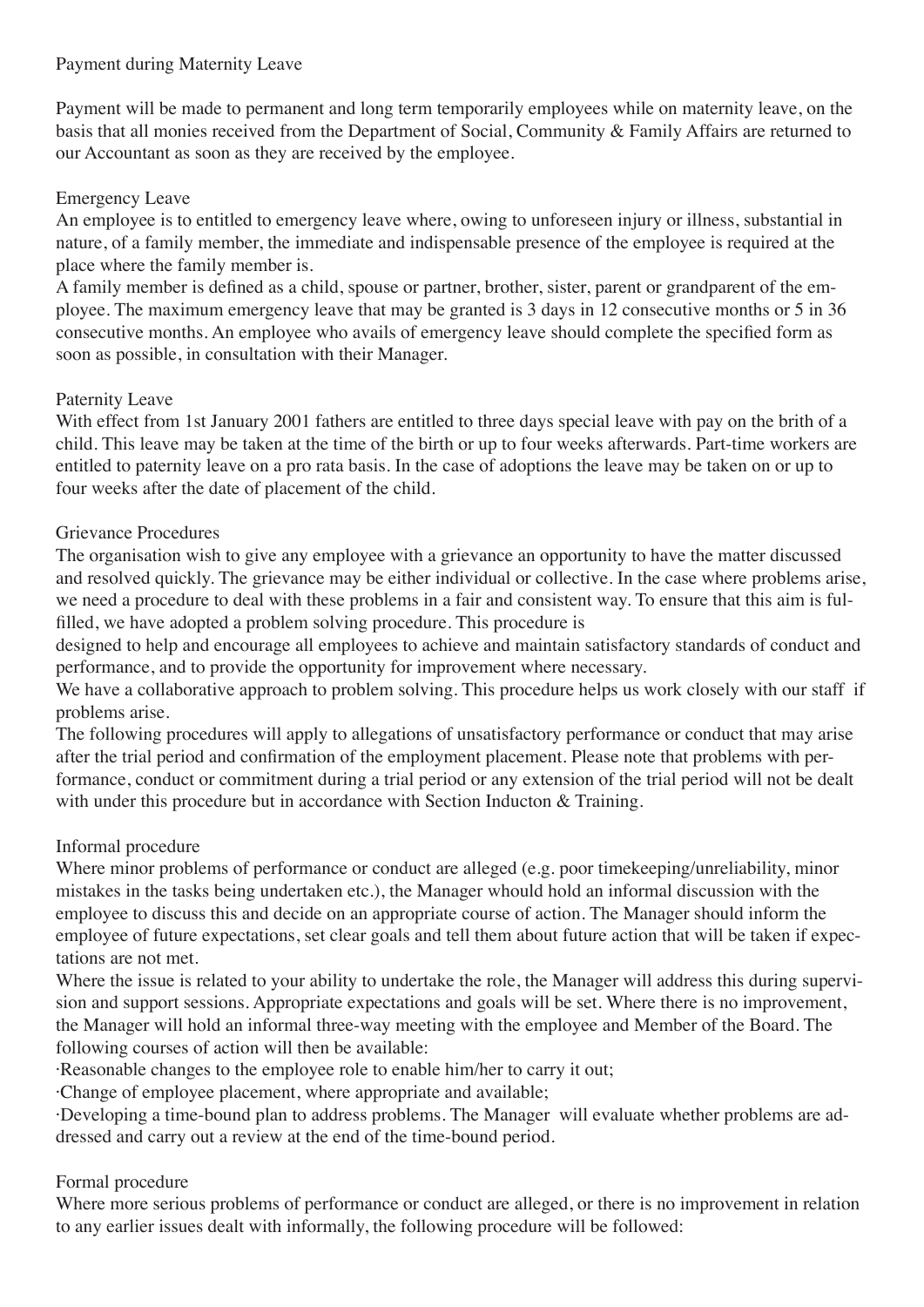## Payment during Maternity Leave

Payment will be made to permanent and long term temporarily employees while on maternity leave, on the basis that all monies received from the Department of Social, Community & Family Affairs are returned to our Accountant as soon as they are received by the employee.

## Emergency Leave

An employee is to entitled to emergency leave where, owing to unforeseen injury or illness, substantial in nature, of a family member, the immediate and indispensable presence of the employee is required at the place where the family member is.

A family member is defined as a child, spouse or partner, brother, sister, parent or grandparent of the employee. The maximum emergency leave that may be granted is 3 days in 12 consecutive months or 5 in 36 consecutive months. An employee who avails of emergency leave should complete the specified form as soon as possible, in consultation with their Manager.

## Paternity Leave

With effect from 1st January 2001 fathers are entitled to three days special leave with pay on the brith of a child. This leave may be taken at the time of the birth or up to four weeks afterwards. Part-time workers are entitled to paternity leave on a pro rata basis. In the case of adoptions the leave may be taken on or up to four weeks after the date of placement of the child.

## Grievance Procedures

The organisation wish to give any employee with a grievance an opportunity to have the matter discussed and resolved quickly. The grievance may be either individual or collective. In the case where problems arise, we need a procedure to deal with these problems in a fair and consistent way. To ensure that this aim is fulfilled, we have adopted a problem solving procedure. This procedure is designed to help and encourage all employees to achieve and maintain satisfactory standards of conduct and performance, and to provide the opportunity for improvement where necessary.

We have a collaborative approach to problem solving. This procedure helps us work closely with our staff if problems arise.

The following procedures will apply to allegations of unsatisfactory performance or conduct that may arise after the trial period and confirmation of the employment placement. Please note that problems with performance, conduct or commitment during a trial period or any extension of the trial period will not be dealt with under this procedure but in accordance with Section Inducton & Training.

### Informal procedure

Where minor problems of performance or conduct are alleged (e.g. poor timekeeping/unreliability, minor mistakes in the tasks being undertaken etc.), the Manager whould hold an informal discussion with the employee to discuss this and decide on an appropriate course of action. The Manager should inform the employee of future expectations, set clear goals and tell them about future action that will be taken if expectations are not met.

Where the issue is related to your ability to undertake the role, the Manager will address this during supervision and support sessions. Appropriate expectations and goals will be set. Where there is no improvement, the Manager will hold an informal three-way meeting with the employee and Member of the Board. The following courses of action will then be available:

- Reasonable changes to the employee role to enable him/her to carry it out;
- Change of employee placement, where appropriate and available;
- Developing a time-bound plan to address problems. The Manager will evaluate whether problems are addressed and carry out a review at the end of the time-bound period.

### Formal procedure

Where more serious problems of performance or conduct are alleged, or there is no improvement in relation to any earlier issues dealt with informally, the following procedure will be followed: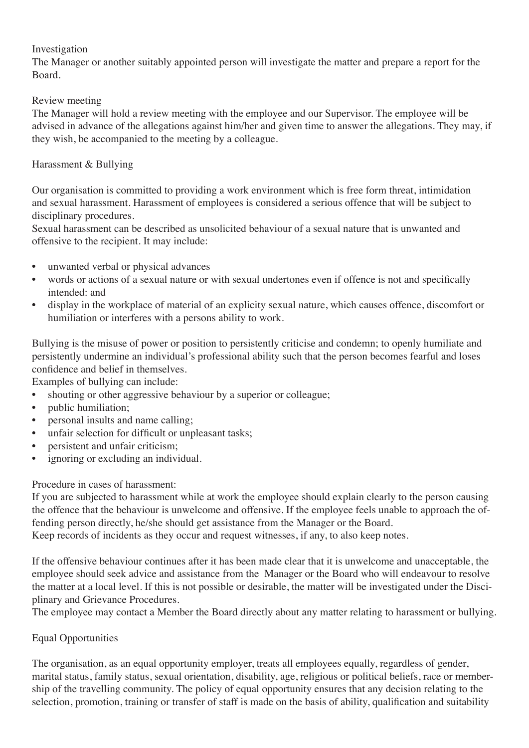### Investigation

The Manager or another suitably appointed person will investigate the matter and prepare a report for the Board.

### Review meeting

The Manager will hold a review meeting with the employee and our Supervisor. The employee will be advised in advance of the allegations against him/her and given time to answer the allegations. They may, if they wish, be accompanied to the meeting by a colleague.

## Harassment & Bullying

Our organisation is committed to providing a work environment which is free form threat, intimidation and sexual harassment. Harassment of employees is considered a serious offence that will be subject to disciplinary procedures.

Sexual harassment can be described as unsolicited behaviour of a sexual nature that is unwanted and offensive to the recipient. It may include:

- unwanted verbal or physical advances
- words or actions of a sexual nature or with sexual undertones even if offence is not and specifically intended: and
- display in the workplace of material of an explicity sexual nature, which causes offence, discomfort or humiliation or interferes with a persons ability to work.

Bullying is the misuse of power or position to persistently criticise and condemn; to openly humiliate and persistently undermine an individual's professional ability such that the person becomes fearful and loses confidence and belief in themselves.

Examples of bullying can include:

- shouting or other aggressive behaviour by a superior or colleague;
- public humiliation;
- personal insults and name calling;
- unfair selection for difficult or unpleasant tasks;
- persistent and unfair criticism;
- ignoring or excluding an individual.

### Procedure in cases of harassment:

If you are subjected to harassment while at work the employee should explain clearly to the person causing the offence that the behaviour is unwelcome and offensive. If the employee feels unable to approach the offending person directly, he/she should get assistance from the Manager or the Board.

Keep records of incidents as they occur and request witnesses, if any, to also keep notes.

If the offensive behaviour continues after it has been made clear that it is unwelcome and unacceptable, the employee should seek advice and assistance from the Manager or the Board who will endeavour to resolve the matter at a local level. If this is not possible or desirable, the matter will be investigated under the Disciplinary and Grievance Procedures.

The employee may contact a Member the Board directly about any matter relating to harassment or bullying.

## Equal Opportunities

The organisation, as an equal opportunity employer, treats all employees equally, regardless of gender, marital status, family status, sexual orientation, disability, age, religious or political beliefs, race or membership of the travelling community. The policy of equal opportunity ensures that any decision relating to the selection, promotion, training or transfer of staff is made on the basis of ability, qualification and suitability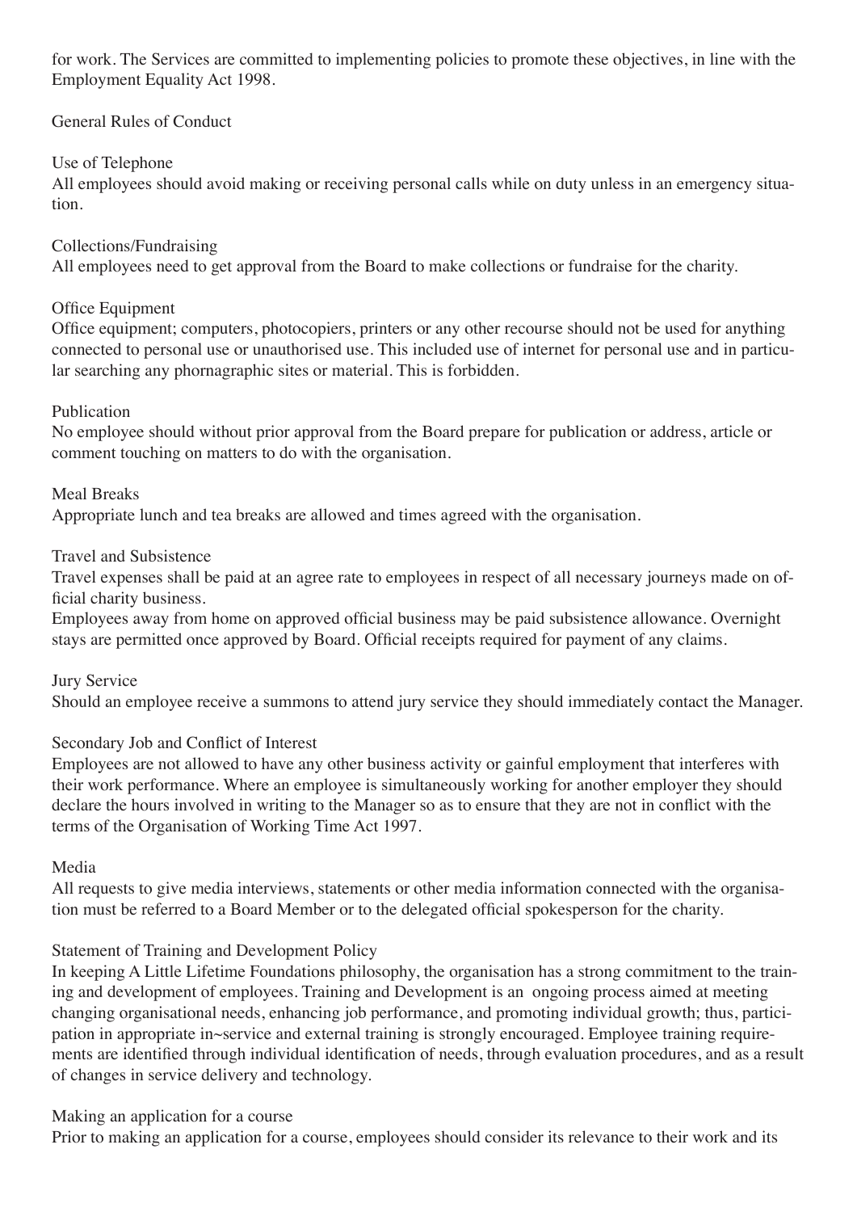for work. The Services are committed to implementing policies to promote these objectives, in line with the Employment Equality Act 1998.

## General Rules of Conduct

### Use of Telephone

All employees should avoid making or receiving personal calls while on duty unless in an emergency situation.

### Collections/Fundraising

All employees need to get approval from the Board to make collections or fundraise for the charity.

### Office Equipment

Office equipment; computers, photocopiers, printers or any other recourse should not be used for anything connected to personal use or unauthorised use. This included use of internet for personal use and in particular searching any phornagraphic sites or material. This is forbidden.

### Publication

No employee should without prior approval from the Board prepare for publication or address, article or comment touching on matters to do with the organisation.

### Meal Breaks

Appropriate lunch and tea breaks are allowed and times agreed with the organisation.

### Travel and Subsistence

Travel expenses shall be paid at an agree rate to employees in respect of all necessary journeys made on official charity business.

Employees away from home on approved official business may be paid subsistence allowance. Overnight stays are permitted once approved by Board. Official receipts required for payment of any claims.

### Jury Service

Should an employee receive a summons to attend jury service they should immediately contact the Manager.

### Secondary Job and Conflict of Interest

Employees are not allowed to have any other business activity or gainful employment that interferes with their work performance. Where an employee is simultaneously working for another employer they should declare the hours involved in writing to the Manager so as to ensure that they are not in conflict with the terms of the Organisation of Working Time Act 1997.

### Media

All requests to give media interviews, statements or other media information connected with the organisation must be referred to a Board Member or to the delegated official spokesperson for the charity.

## Statement of Training and Development Policy

In keeping A Little Lifetime Foundations philosophy, the organisation has a strong commitment to the training and development of employees. Training and Development is an ongoing process aimed at meeting changing organisational needs, enhancing job performance, and promoting individual growth; thus, participation in appropriate in~service and external training is strongly encouraged. Employee training requirements are identified through individual identification of needs, through evaluation procedures, and as a result of changes in service delivery and technology.

### Making an application for a course

Prior to making an application for a course, employees should consider its relevance to their work and its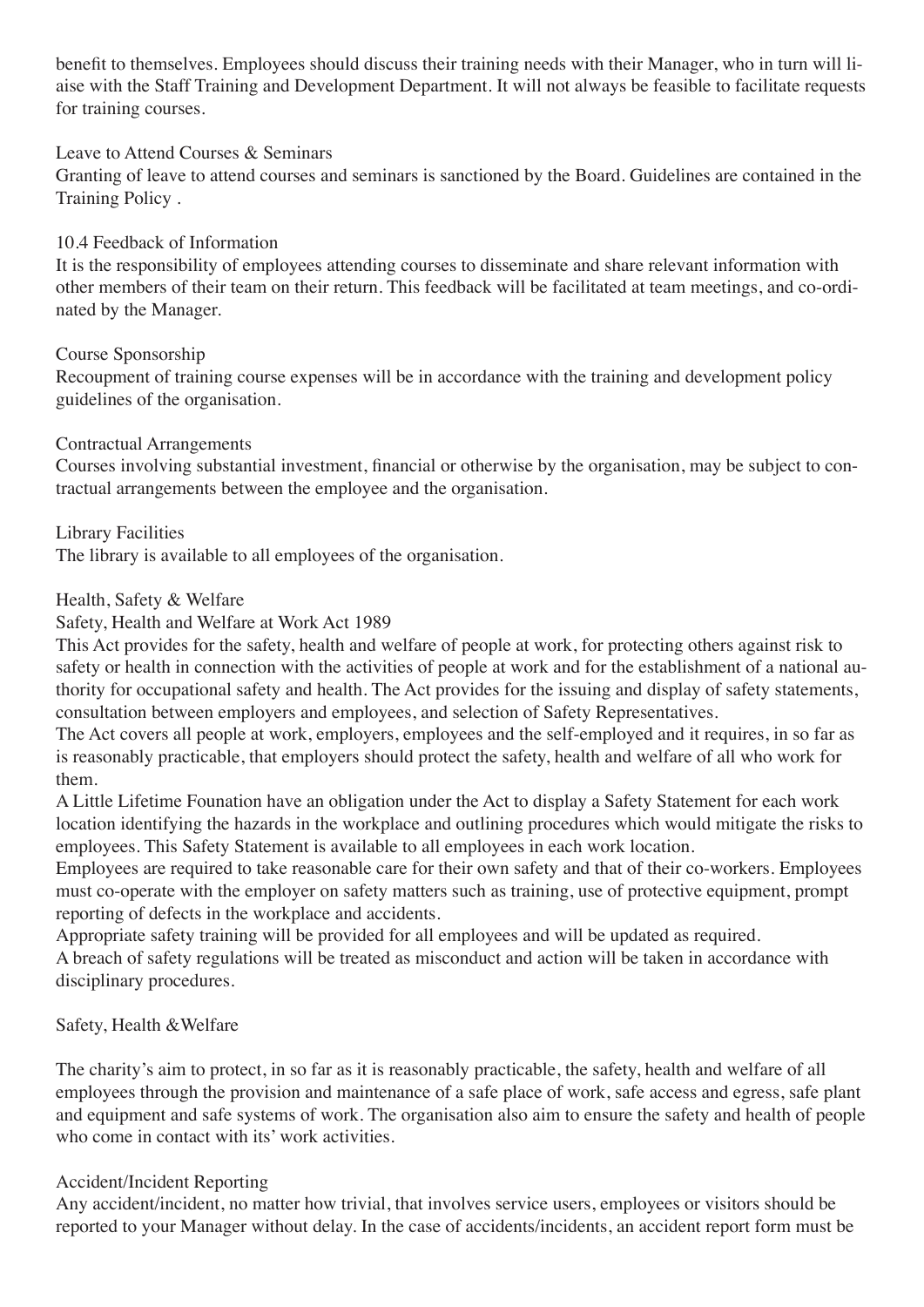benefit to themselves. Employees should discuss their training needs with their Manager, who in turn will liaise with the Staff Training and Development Department. It will not always be feasible to facilitate requests for training courses.

### Leave to Attend Courses & Seminars

Granting of leave to attend courses and seminars is sanctioned by the Board. Guidelines are contained in the Training Policy .

### 10.4 Feedback of Information

It is the responsibility of employees attending courses to disseminate and share relevant information with other members of their team on their return. This feedback will be facilitated at team meetings, and co-ordinated by the Manager.

### Course Sponsorship

Recoupment of training course expenses will be in accordance with the training and development policy guidelines of the organisation.

### Contractual Arrangements

Courses involving substantial investment, financial or otherwise by the organisation, may be subject to contractual arrangements between the employee and the organisation.

### Library Facilities

The library is available to all employees of the organisation.

## Health, Safety & Welfare

### Safety, Health and Welfare at Work Act 1989

This Act provides for the safety, health and welfare of people at work, for protecting others against risk to safety or health in connection with the activities of people at work and for the establishment of a national authority for occupational safety and health. The Act provides for the issuing and display of safety statements, consultation between employers and employees, and selection of Safety Representatives.

The Act covers all people at work, employers, employees and the self-employed and it requires, in so far as is reasonably practicable, that employers should protect the safety, health and welfare of all who work for them.

A Little Lifetime Founation have an obligation under the Act to display a Safety Statement for each work location identifying the hazards in the workplace and outlining procedures which would mitigate the risks to employees. This Safety Statement is available to all employees in each work location.

Employees are required to take reasonable care for their own safety and that of their co-workers. Employees must co-operate with the employer on safety matters such as training, use of protective equipment, prompt reporting of defects in the workplace and accidents.

Appropriate safety training will be provided for all employees and will be updated as required.

A breach of safety regulations will be treated as misconduct and action will be taken in accordance with disciplinary procedures.

### Safety, Health &Welfare

The charity's aim to protect, in so far as it is reasonably practicable, the safety, health and welfare of all employees through the provision and maintenance of a safe place of work, safe access and egress, safe plant and equipment and safe systems of work. The organisation also aim to ensure the safety and health of people who come in contact with its' work activities.

### Accident/Incident Reporting

Any accident/incident, no matter how trivial, that involves service users, employees or visitors should be reported to your Manager without delay. In the case of accidents/incidents, an accident report form must be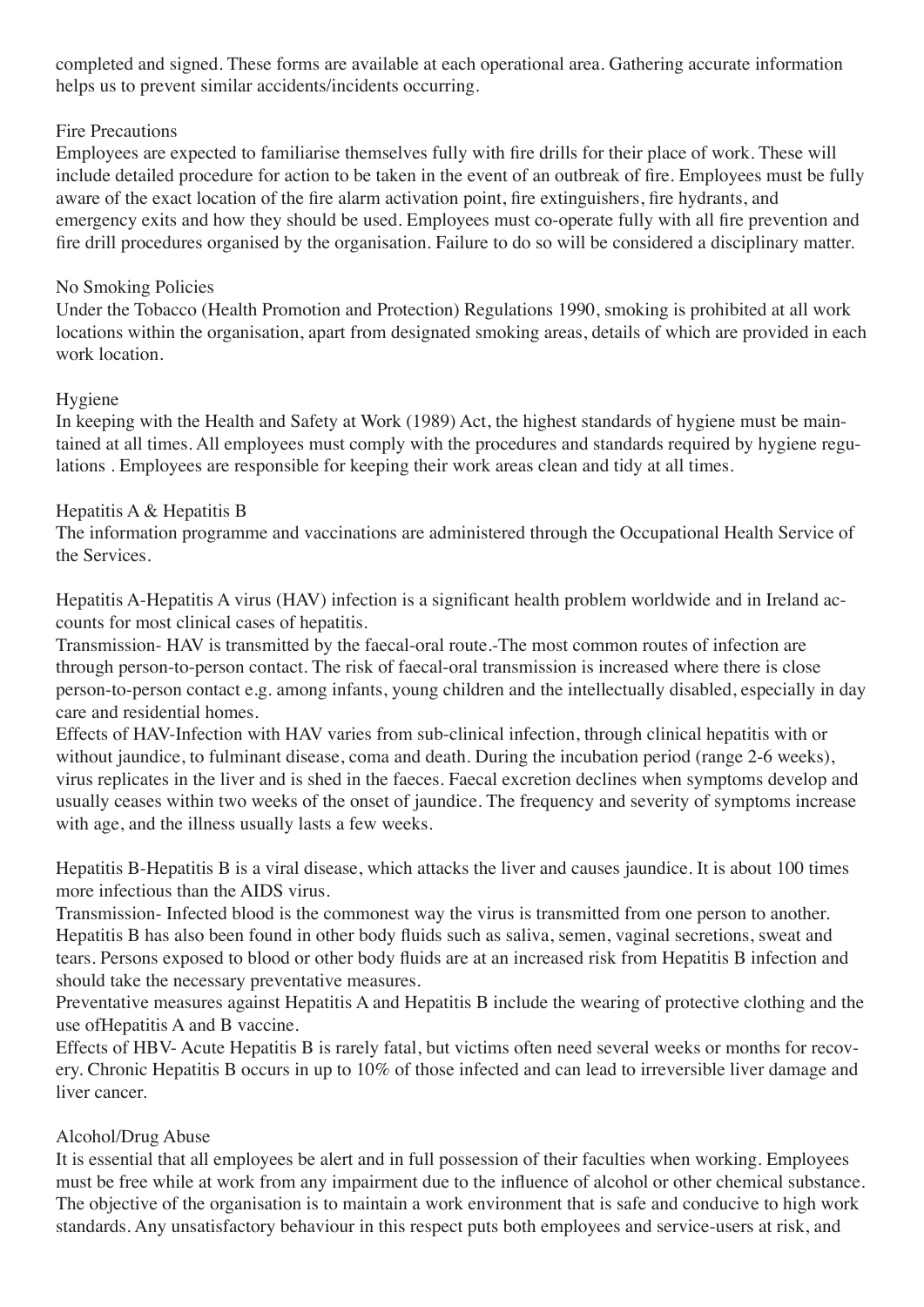completed and signed. These forms are available at each operational area. Gathering accurate information helps us to prevent similar accidents/incidents occurring.

## Fire Precautions

Employees are expected to familiarise themselves fully with fire drills for their place of work. These will include detailed procedure for action to be taken in the event of an outbreak of fire. Employees must be fully aware of the exact location of the fire alarm activation point, fire extinguishers, fire hydrants, and emergency exits and how they should be used. Employees must co-operate fully with all fire prevention and fire drill procedures organised by the organisation. Failure to do so will be considered a disciplinary matter.

## No Smoking Policies

Under the Tobacco (Health Promotion and Protection) Regulations 1990, smoking is prohibited at all work locations within the organisation, apart from designated smoking areas, details of which are provided in each work location.

## Hygiene

In keeping with the Health and Safety at Work (1989) Act, the highest standards of hygiene must be maintained at all times. All employees must comply with the procedures and standards required by hygiene regulations . Employees are responsible for keeping their work areas clean and tidy at all times.

## Hepatitis A & Hepatitis B

The information programme and vaccinations are administered through the Occupational Health Service of the Services.

Hepatitis A-Hepatitis A virus (HAV) infection is a significant health problem worldwide and in Ireland accounts for most clinical cases of hepatitis.

Transmission- HAV is transmitted by the faecal-oral route.-The most common routes of infection are through person-to-person contact. The risk of faecal-oral transmission is increased where there is close person-to-person contact e.g. among infants, young children and the intellectually disabled, especially in day care and residential homes.

Effects of HAV-Infection with HAV varies from sub-clinical infection, through clinical hepatitis with or without jaundice, to fulminant disease, coma and death. During the incubation period (range 2-6 weeks), virus replicates in the liver and is shed in the faeces. Faecal excretion declines when symptoms develop and usually ceases within two weeks of the onset of jaundice. The frequency and severity of symptoms increase with age, and the illness usually lasts a few weeks.

Hepatitis B-Hepatitis B is a viral disease, which attacks the liver and causes jaundice. It is about 100 times more infectious than the AIDS virus.

Transmission- Infected blood is the commonest way the virus is transmitted from one person to another. Hepatitis B has also been found in other body fluids such as saliva, semen, vaginal secretions, sweat and tears. Persons exposed to blood or other body fluids are at an increased risk from Hepatitis B infection and should take the necessary preventative measures.

Preventative measures against Hepatitis A and Hepatitis B include the wearing of protective clothing and the use ofHepatitis A and B vaccine.

Effects of HBV- Acute Hepatitis B is rarely fatal, but victims often need several weeks or months for recovery. Chronic Hepatitis B occurs in up to 10% of those infected and can lead to irreversible liver damage and liver cancer.

## Alcohol/Drug Abuse

It is essential that all employees be alert and in full possession of their faculties when working. Employees must be free while at work from any impairment due to the influence of alcohol or other chemical substance. The objective of the organisation is to maintain a work environment that is safe and conducive to high work standards. Any unsatisfactory behaviour in this respect puts both employees and service-users at risk, and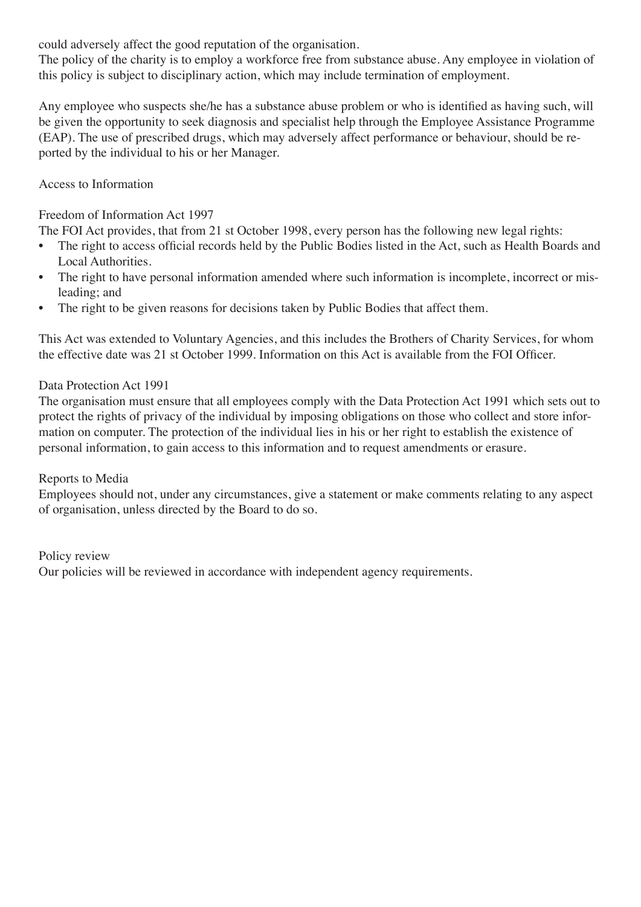could adversely affect the good reputation of the organisation.
The policy of the charity is to employ a workforce free from substance abuse. Any employee in violation of this policy is subject to disciplinary action, which may include termination of employment.

Any employee who suspects she/he has a substance abuse problem or who is identified as having such, will be given the opportunity to seek diagnosis and specialist help through the Employee Assistance Programme (EAP). The use of prescribed drugs, which may adversely affect performance or behaviour, should be reported by the individual to his or her Manager.

## Access to Information

### Freedom of Information Act 1997

The FOI Act provides, that from 21 st October 1998, every person has the following new legal rights:

- The right to access official records held by the Public Bodies listed in the Act, such as Health Boards and Local Authorities.
- The right to have personal information amended where such information is incomplete, incorrect or misleading; and
- The right to be given reasons for decisions taken by Public Bodies that affect them.

This Act was extended to Voluntary Agencies, and this includes the Brothers of Charity Services, for whom the effective date was 21 st October 1999. Information on this Act is available from the FOI Officer.

### Data Protection Act 1991

The organisation must ensure that all employees comply with the Data Protection Act 1991 which sets out to protect the rights of privacy of the individual by imposing obligations on those who collect and store information on computer. The protection of the individual lies in his or her right to establish the existence of personal information, to gain access to this information and to request amendments or erasure.

### Reports to Media

Employees should not, under any circumstances, give a statement or make comments relating to any aspect of organisation, unless directed by the Board to do so.

## Policy review

Our policies will be reviewed in accordance with independent agency requirements.